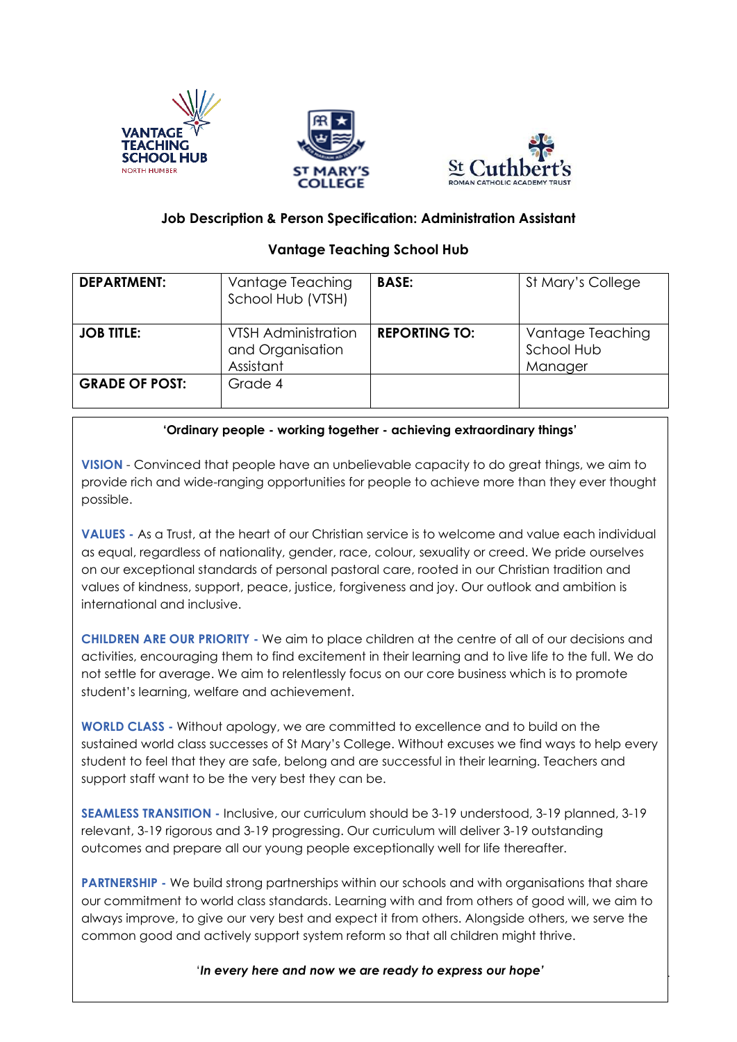## Job Description & Person Specification: Administration Assistant

### Vantage Teaching School Hub

| | | | |
|---|---|---|---|
| **DEPARTMENT:** | Vantage Teaching School Hub (VTSH) | **BASE:** | St Mary's College |
| **JOB TITLE:** | VTSH Administration and Organisation Assistant | **REPORTING TO:** | Vantage Teaching School Hub Manager |
| **GRADE OF POST:** | Grade 4 | | |

**'Ordinary people - working together - achieving extraordinary things'**

**VISION** - Convinced that people have an unbelievable capacity to do great things, we aim to provide rich and wide-ranging opportunities for people to achieve more than they ever thought possible.

**VALUES -** As a Trust, at the heart of our Christian service is to welcome and value each individual as equal, regardless of nationality, gender, race, colour, sexuality or creed. We pride ourselves on our exceptional standards of personal pastoral care, rooted in our Christian tradition and values of kindness, support, peace, justice, forgiveness and joy. Our outlook and ambition is international and inclusive.

**CHILDREN ARE OUR PRIORITY -** We aim to place children at the centre of all of our decisions and activities, encouraging them to find excitement in their learning and to live life to the full. We do not settle for average. We aim to relentlessly focus on our core business which is to promote student's learning, welfare and achievement.

**WORLD CLASS -** Without apology, we are committed to excellence and to build on the sustained world class successes of St Mary's College. Without excuses we find ways to help every student to feel that they are safe, belong and are successful in their learning. Teachers and support staff want to be the very best they can be.

**SEAMLESS TRANSITION -** Inclusive, our curriculum should be 3-19 understood, 3-19 planned, 3-19 relevant, 3-19 rigorous and 3-19 progressing. Our curriculum will deliver 3-19 outstanding outcomes and prepare all our young people exceptionally well for life thereafter.

**PARTNERSHIP -** We build strong partnerships within our schools and with organisations that share our commitment to world class standards. Learning with and from others of good will, we aim to always improve, to give our very best and expect it from others. Alongside others, we serve the common good and actively support system reform so that all children might thrive.

'***In every here and now we are ready to express our hope'***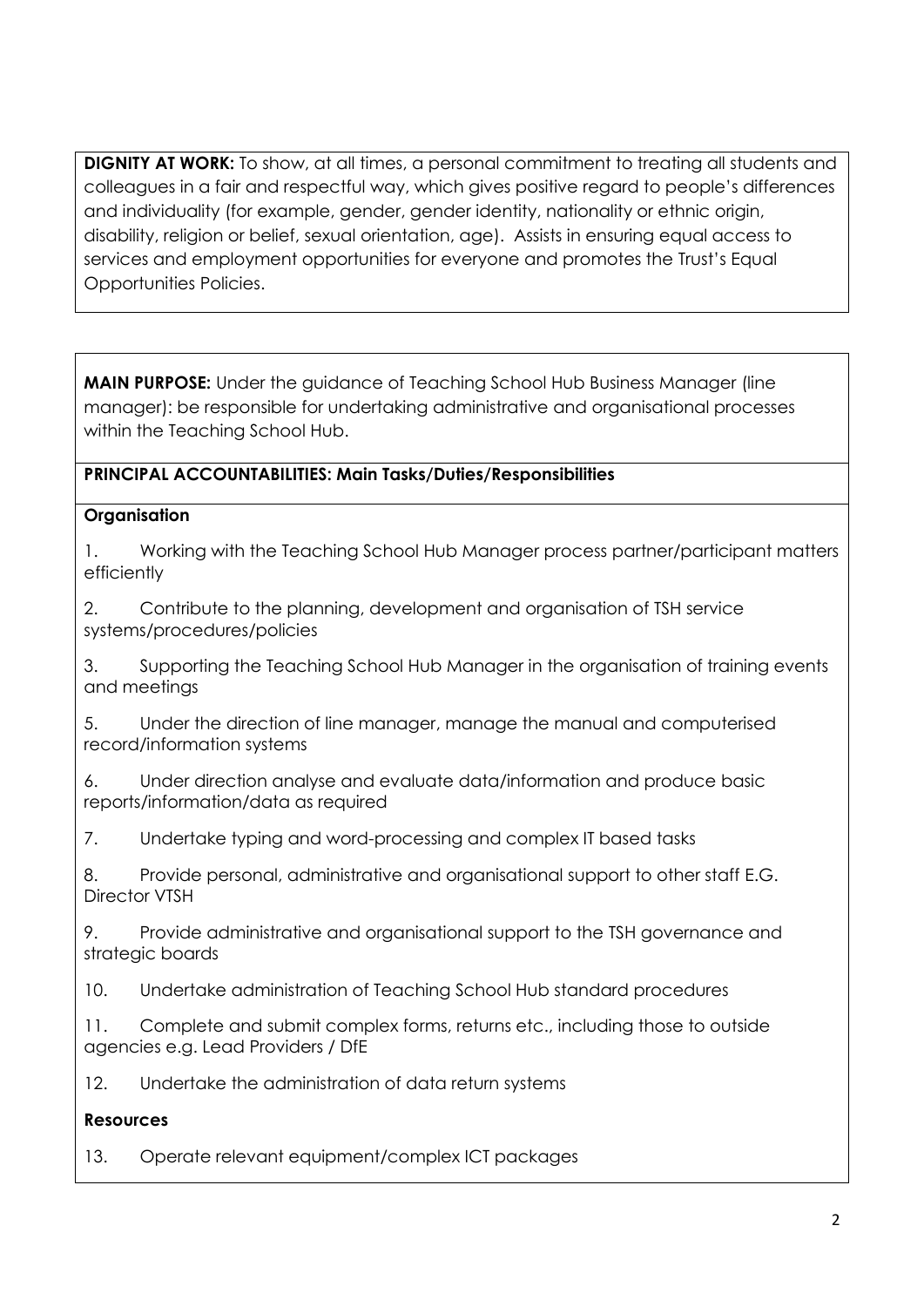**DIGNITY AT WORK:** To show, at all times, a personal commitment to treating all students and colleagues in a fair and respectful way, which gives positive regard to people's differences and individuality (for example, gender, gender identity, nationality or ethnic origin, disability, religion or belief, sexual orientation, age). Assists in ensuring equal access to services and employment opportunities for everyone and promotes the Trust's Equal Opportunities Policies.

**MAIN PURPOSE:** Under the guidance of Teaching School Hub Business Manager (line manager): be responsible for undertaking administrative and organisational processes within the Teaching School Hub.

**PRINCIPAL ACCOUNTABILITIES: Main Tasks/Duties/Responsibilities**

**Organisation**

1. Working with the Teaching School Hub Manager process partner/participant matters efficiently

2. Contribute to the planning, development and organisation of TSH service systems/procedures/policies

3. Supporting the Teaching School Hub Manager in the organisation of training events and meetings

5. Under the direction of line manager, manage the manual and computerised record/information systems

6. Under direction analyse and evaluate data/information and produce basic reports/information/data as required

7. Undertake typing and word-processing and complex IT based tasks

8. Provide personal, administrative and organisational support to other staff E.G. Director VTSH

9. Provide administrative and organisational support to the TSH governance and strategic boards

10. Undertake administration of Teaching School Hub standard procedures

11. Complete and submit complex forms, returns etc., including those to outside agencies e.g. Lead Providers / DfE

12. Undertake the administration of data return systems

**Resources**

13. Operate relevant equipment/complex ICT packages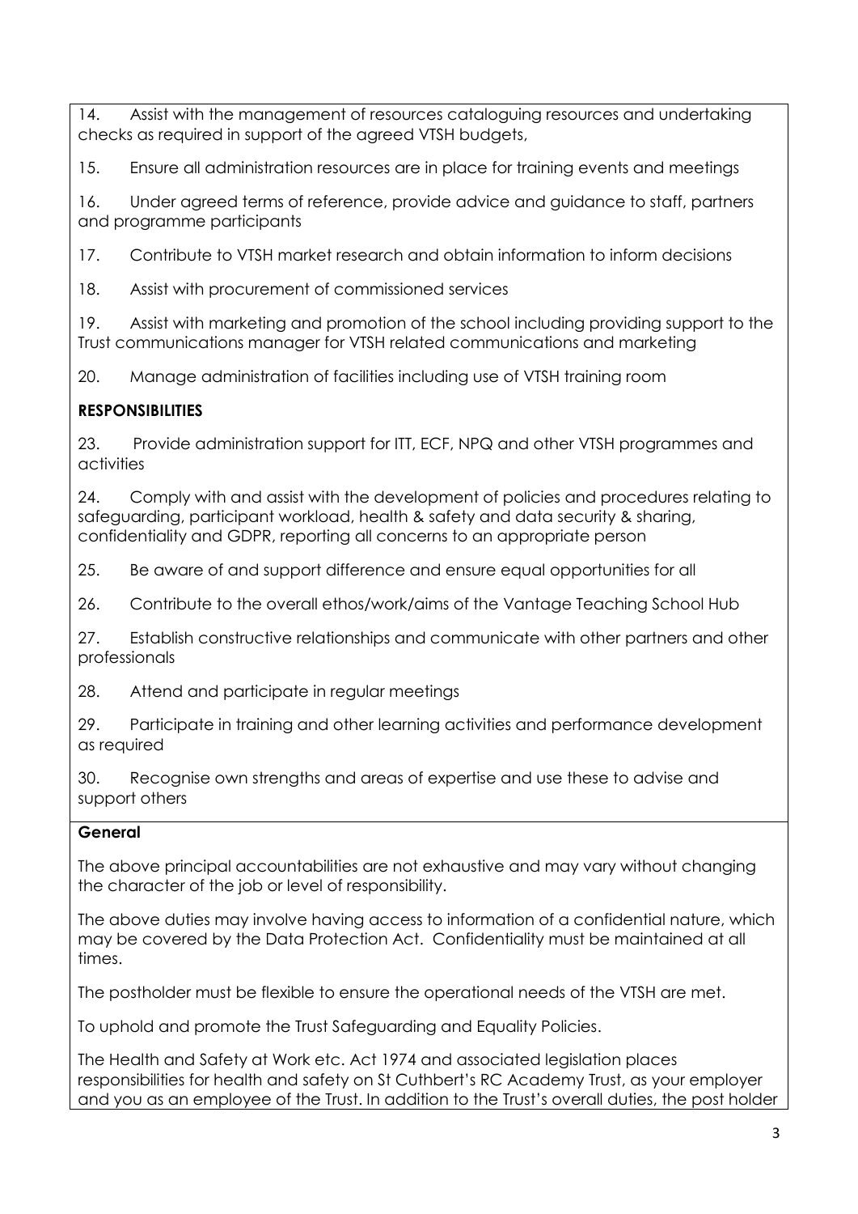14. Assist with the management of resources cataloguing resources and undertaking checks as required in support of the agreed VTSH budgets,

15. Ensure all administration resources are in place for training events and meetings

16. Under agreed terms of reference, provide advice and guidance to staff, partners and programme participants

17. Contribute to VTSH market research and obtain information to inform decisions

18. Assist with procurement of commissioned services

19. Assist with marketing and promotion of the school including providing support to the Trust communications manager for VTSH related communications and marketing

20. Manage administration of facilities including use of VTSH training room

**RESPONSIBILITIES**

23. Provide administration support for ITT, ECF, NPQ and other VTSH programmes and activities

24. Comply with and assist with the development of policies and procedures relating to safeguarding, participant workload, health & safety and data security & sharing, confidentiality and GDPR, reporting all concerns to an appropriate person

25. Be aware of and support difference and ensure equal opportunities for all

26. Contribute to the overall ethos/work/aims of the Vantage Teaching School Hub

27. Establish constructive relationships and communicate with other partners and other professionals

28. Attend and participate in regular meetings

29. Participate in training and other learning activities and performance development as required

30. Recognise own strengths and areas of expertise and use these to advise and support others

**General**

The above principal accountabilities are not exhaustive and may vary without changing the character of the job or level of responsibility.

The above duties may involve having access to information of a confidential nature, which may be covered by the Data Protection Act. Confidentiality must be maintained at all times.

The postholder must be flexible to ensure the operational needs of the VTSH are met.

To uphold and promote the Trust Safeguarding and Equality Policies.

The Health and Safety at Work etc. Act 1974 and associated legislation places responsibilities for health and safety on St Cuthbert's RC Academy Trust, as your employer and you as an employee of the Trust. In addition to the Trust's overall duties, the post holder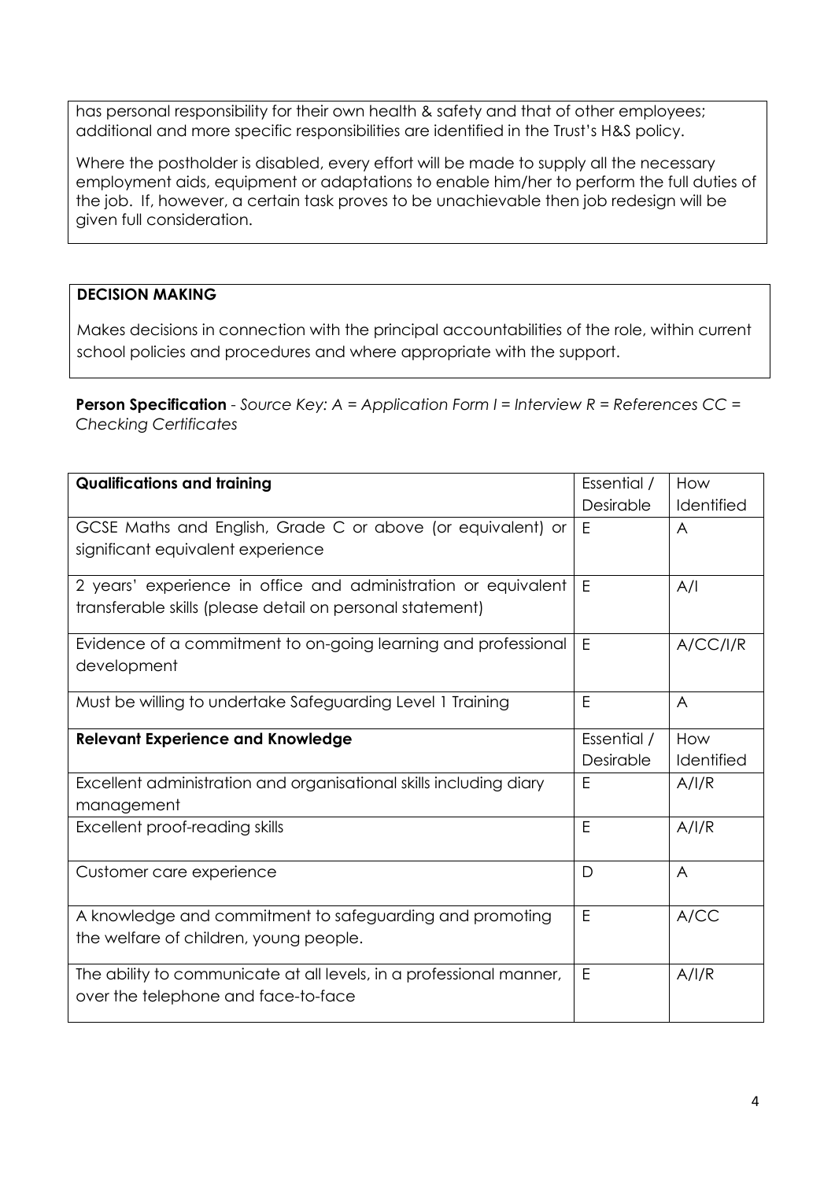has personal responsibility for their own health & safety and that of other employees; additional and more specific responsibilities are identified in the Trust's H&S policy.

Where the postholder is disabled, every effort will be made to supply all the necessary employment aids, equipment or adaptations to enable him/her to perform the full duties of the job. If, however, a certain task proves to be unachievable then job redesign will be given full consideration.

**DECISION MAKING**

Makes decisions in connection with the principal accountabilities of the role, within current school policies and procedures and where appropriate with the support.

**Person Specification** - *Source Key: A = Application Form I = Interview R = References CC = Checking Certificates*

| **Qualifications and training** | Essential / Desirable | How Identified |
|---|---|---|
| GCSE Maths and English, Grade C or above (or equivalent) or significant equivalent experience | E | A |
| 2 years' experience in office and administration or equivalent transferable skills (please detail on personal statement) | E | A/I |
| Evidence of a commitment to on-going learning and professional development | E | A/CC/I/R |
| Must be willing to undertake Safeguarding Level 1 Training | E | A |
| **Relevant Experience and Knowledge** | Essential / Desirable | How Identified |
| Excellent administration and organisational skills including diary management | E | A/I/R |
| Excellent proof-reading skills | E | A/I/R |
| Customer care experience | D | A |
| A knowledge and commitment to safeguarding and promoting the welfare of children, young people. | E | A/CC |
| The ability to communicate at all levels, in a professional manner, over the telephone and face-to-face | E | A/I/R |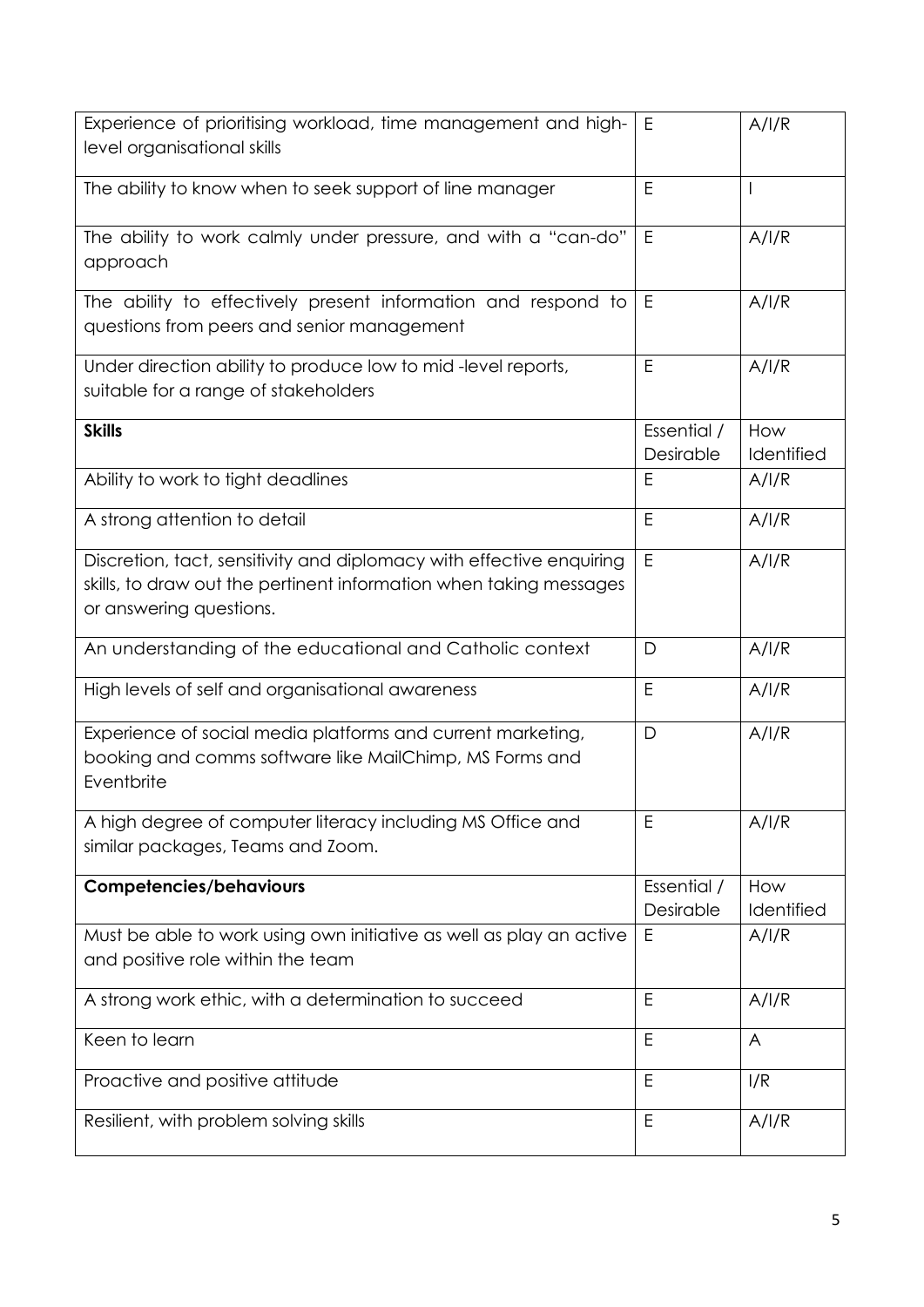| | | |
|---|---|---|
| Experience of prioritising workload, time management and high-level organisational skills | E | A/I/R |
| The ability to know when to seek support of line manager | E | I |
| The ability to work calmly under pressure, and with a "can-do" approach | E | A/I/R |
| The ability to effectively present information and respond to questions from peers and senior management | E | A/I/R |
| Under direction ability to produce low to mid -level reports, suitable for a range of stakeholders | E | A/I/R |
| **Skills** | Essential / Desirable | How Identified |
| Ability to work to tight deadlines | E | A/I/R |
| A strong attention to detail | E | A/I/R |
| Discretion, tact, sensitivity and diplomacy with effective enquiring skills, to draw out the pertinent information when taking messages or answering questions. | E | A/I/R |
| An understanding of the educational and Catholic context | D | A/I/R |
| High levels of self and organisational awareness | E | A/I/R |
| Experience of social media platforms and current marketing, booking and comms software like MailChimp, MS Forms and Eventbrite | D | A/I/R |
| A high degree of computer literacy including MS Office and similar packages, Teams and Zoom. | E | A/I/R |
| **Competencies/behaviours** | Essential / Desirable | How Identified |
| Must be able to work using own initiative as well as play an active and positive role within the team | E | A/I/R |
| A strong work ethic, with a determination to succeed | E | A/I/R |
| Keen to learn | E | A |
| Proactive and positive attitude | E | I/R |
| Resilient, with problem solving skills | E | A/I/R |